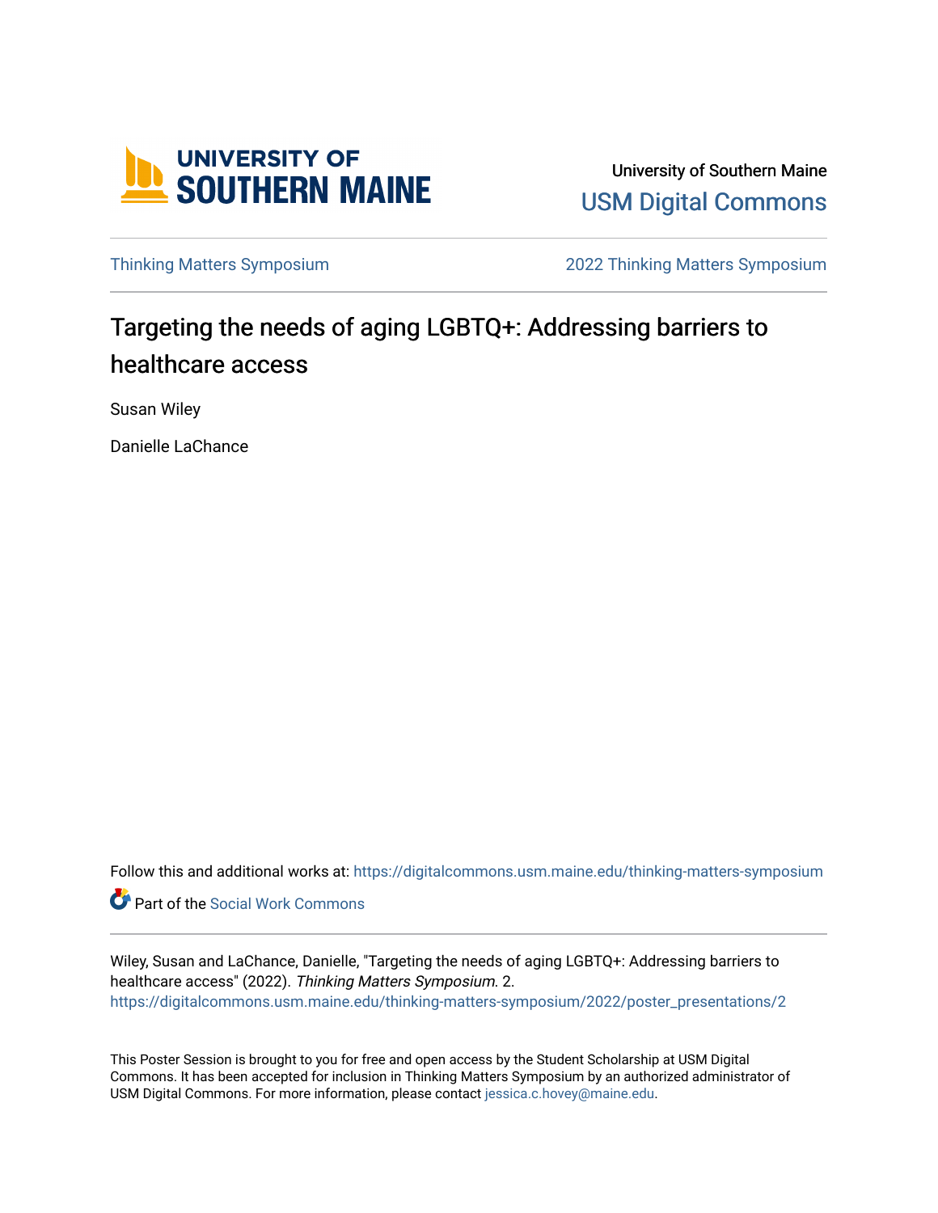University of Southern Maine

USM Digital Commons

Thinking Matters Symposium

2022 Thinking Matters Symposium

# Targeting the needs of aging LGBTQ+: Addressing barriers to healthcare access

Susan Wiley

Danielle LaChance

Follow this and additional works at: https://digitalcommons.usm.maine.edu/thinking-matters-symposium

Part of the Social Work Commons

Wiley, Susan and LaChance, Danielle, "Targeting the needs of aging LGBTQ+: Addressing barriers to healthcare access" (2022). *Thinking Matters Symposium*. 2.
https://digitalcommons.usm.maine.edu/thinking-matters-symposium/2022/poster_presentations/2

This Poster Session is brought to you for free and open access by the Student Scholarship at USM Digital Commons. It has been accepted for inclusion in Thinking Matters Symposium by an authorized administrator of USM Digital Commons. For more information, please contact jessica.c.hovey@maine.edu.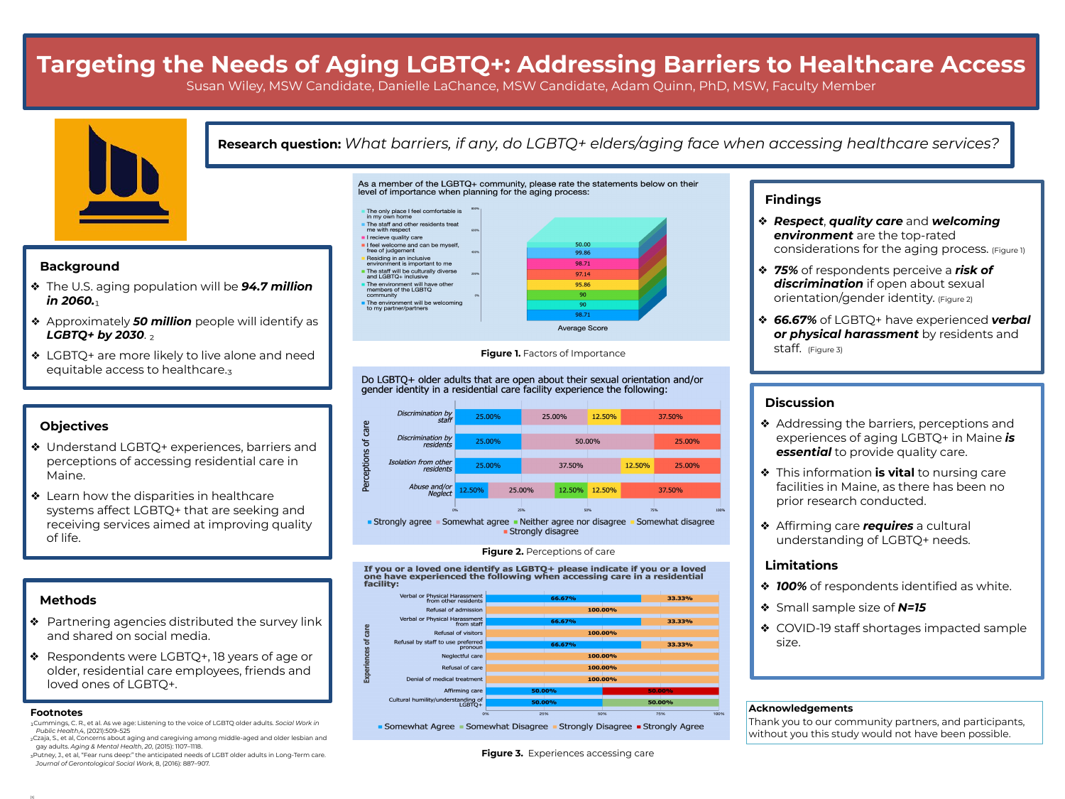# Targeting the Needs of Aging LGBTQ+: Addressing Barriers to Healthcare Access

Susan Wiley, MSW Candidate, Danielle LaChance, MSW Candidate, Adam Quinn, PhD, MSW, Faculty Member

**Research question:** *What barriers, if any, do LGBTQ+ elders/aging face when accessing healthcare services?*

## Background

- The U.S. aging population will be ***94.7 million in 2060.***[1]
- Approximately ***50 million*** people will identify as ***LGBTQ+ by 2030***.[2]
- LGBTQ+ are more likely to live alone and need equitable access to healthcare.[3]

## Objectives

- Understand LGBTQ+ experiences, barriers and perceptions of accessing residential care in Maine.
- Learn how the disparities in healthcare systems affect LGBTQ+ that are seeking and receiving services aimed at improving quality of life.

## Methods

- Partnering agencies distributed the survey link and shared on social media.
- Respondents were LGBTQ+, 18 years of age or older, residential care employees, friends and loved ones of LGBTQ+.

As a member of the LGBTQ+ community, please rate the statements below on their level of importance when planning for the aging process:

The only place I feel comfortable is in my own home
The staff and other residents treat me with respect
I recieve quality care
I feel welcome and can be myself, free of judgement
Residing in an inclusive environment is important to me
The staff will be culturally diverse and LGBTQ+ inclusive
The environment will have other members of the LGBTQ community
The environment will be welcoming to my partner/partners

50.00
99.86
98.71
97.14
95.86
90
90
98.71

Average Score

**Figure 1.** Factors of Importance

Do LGBTQ+ older adults that are open about their sexual orientation and/or gender identity in a residential care facility experience the following:

Perceptions of care

Discrimination by staff: 25.00% 25.00% 12.50% 37.50%
Discrimination by residents: 25.00% 50.00% 25.00%
Isolation from other residents: 25.00% 37.50% 12.50% 25.00%
Abuse and/or Neglect: 12.50% 25.00% 12.50% 12.50% 37.50%

0% 25% 50% 75% 100%

Strongly agree, Somewhat agree, Neither agree nor disagree, Somewhat disagree, Strongly disagree

**Figure 2.** Perceptions of care

If you or a loved one identify as LGBTQ+ please indicate if you or a loved one have experienced the following when accessing care in a residential facility:

Experiences of care

Verbal or Physical Harassment from other residents: 66.67% 33.33%
Refusal of admission: 100.00%
Verbal or Physical Harassment from staff: 66.67% 33.33%
Refusal of visitors: 100.00%
Refusal by staff to use preferred pronoun: 66.67% 33.33%
Neglectful care: 100.00%
Refusal of care: 100.00%
Denial of medical treatment: 100.00%
Affirming care: 50.00% 50.00%
Cultural humility/understanding of LGBTQ+: 50.00% 50.00%

0% 25% 50% 75% 100%

Somewhat Agree, Somewhat Disagree, Strongly Disagree, Strongly Agree

**Figure 3.** Experiences accessing care

## Findings

- ***Respect***, ***quality care*** and ***welcoming environment*** are the top-rated considerations for the aging process. (Figure 1)
- ***75%*** of respondents perceive a ***risk of discrimination*** if open about sexual orientation/gender identity. (Figure 2)
- ***66.67%*** of LGBTQ+ have experienced ***verbal or physical harassment*** by residents and staff. (Figure 3)

## Discussion

- Addressing the barriers, perceptions and experiences of aging LGBTQ+ in Maine ***is essential*** to provide quality care.
- This information **is vital** to nursing care facilities in Maine, as there has been no prior research conducted.
- Affirming care ***requires*** a cultural understanding of LGBTQ+ needs.

## Limitations

- ***100%*** of respondents identified as white.
- Small sample size of ***N=15***
- COVID-19 staff shortages impacted sample size.

## Footnotes

[1] Cummings, C. R., et al. As we age: Listening to the voice of LGBTQ older adults. *Social Work in Public Health*, 4, (2021):509–525

[2] Czaja, S., et al, Concerns about aging and caregiving among middle-aged and older lesbian and gay adults. *Aging & Mental Health*, 20, (2015): 1107–1118.

[3] Putney, J., et al, "Fear runs deep:" the anticipated needs of LGBT older adults in Long-Term care. *Journal of Gerontological Social Work*, 8, (2016): 887–907.

## Acknowledgements

Thank you to our community partners, and participants, without you this study would not have been possible.